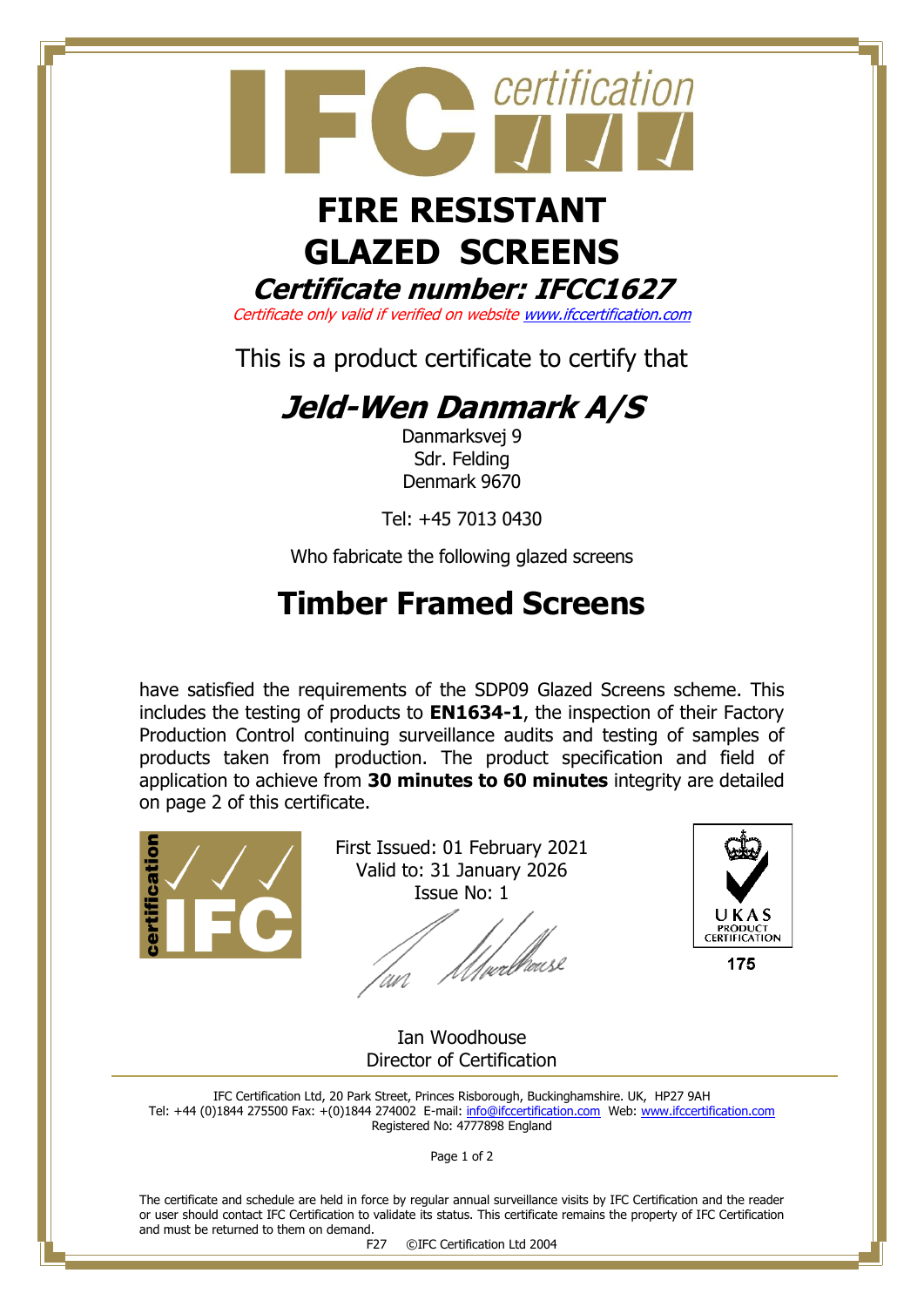# FIRE RESISTANT GLAZED SCREENS

## *Certificate number: IFCC1627*

*Certificate only valid if verified on website www.ifccertification.com*

This is a product certificate to certify that

## *Jeld-Wen Danmark A/S*

Danmarksvej 9
Sdr. Felding
Denmark 9670

Tel: +45 7013 0430

Who fabricate the following glazed screens

# Timber Framed Screens

have satisfied the requirements of the SDP09 Glazed Screens scheme. This includes the testing of products to **EN1634-1**, the inspection of their Factory Production Control continuing surveillance audits and testing of samples of products taken from production. The product specification and field of application to achieve from **30 minutes to 60 minutes** integrity are detailed on page 2 of this certificate.

First Issued: 01 February 2021
Valid to: 31 January 2026
Issue No: 1

UKAS PRODUCT CERTIFICATION 175

Ian Woodhouse
Director of Certification

IFC Certification Ltd, 20 Park Street, Princes Risborough, Buckinghamshire. UK, HP27 9AH
Tel: +44 (0)1844 275500 Fax: +(0)1844 274002 E-mail: info@ifccertification.com Web: www.ifccertification.com
Registered No: 4777898 England

The certificate and schedule are held in force by regular annual surveillance visits by IFC Certification and the reader or user should contact IFC Certification to validate its status. This certificate remains the property of IFC Certification and must be returned to them on demand.

F27 ©IFC Certification Ltd 2004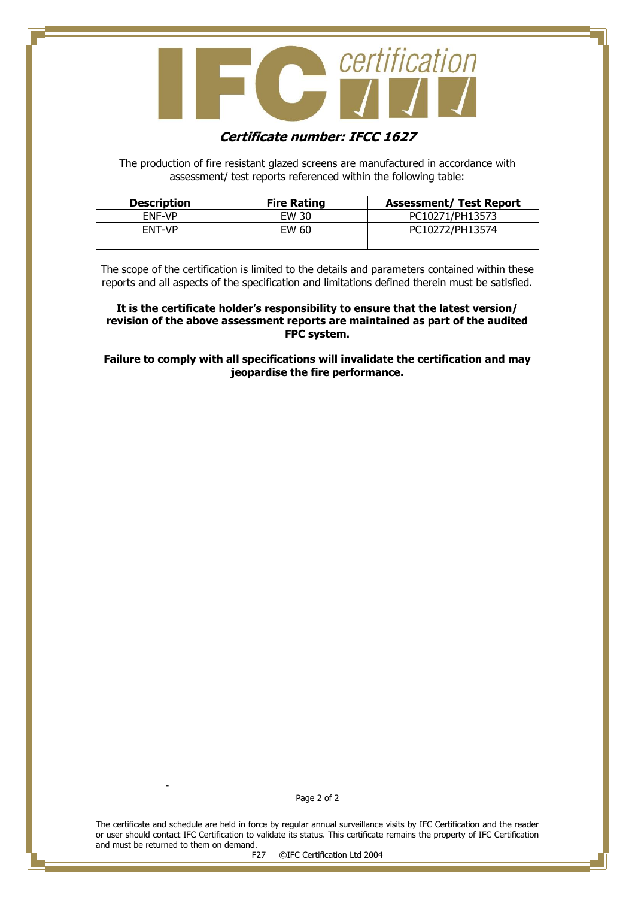**IFC certification**

## *Certificate number: IFCC 1627*

The production of fire resistant glazed screens are manufactured in accordance with assessment/ test reports referenced within the following table:

| Description | Fire Rating | Assessment/ Test Report |
|---|---|---|
| ENF-VP | EW 30 | PC10271/PH13573 |
| ENT-VP | EW 60 | PC10272/PH13574 |
| | | |

The scope of the certification is limited to the details and parameters contained within these reports and all aspects of the specification and limitations defined therein must be satisfied.

**It is the certificate holder's responsibility to ensure that the latest version/ revision of the above assessment reports are maintained as part of the audited FPC system.**

**Failure to comply with all specifications will invalidate the certification and may jeopardise the fire performance.**

The certificate and schedule are held in force by regular annual surveillance visits by IFC Certification and the reader or user should contact IFC Certification to validate its status. This certificate remains the property of IFC Certification and must be returned to them on demand.

F27 ©IFC Certification Ltd 2004